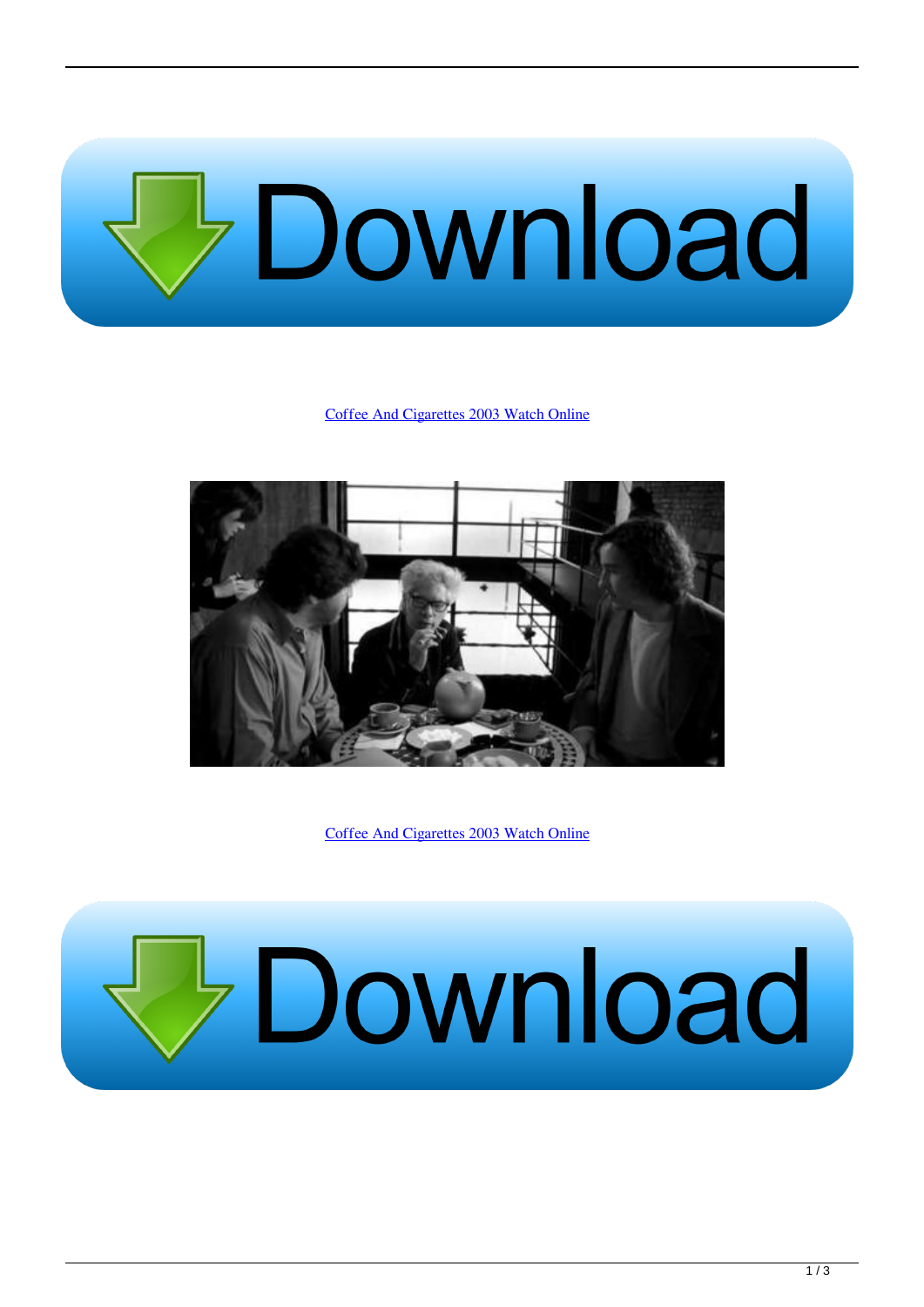Coffee And Cigarettes 2003 Watch Online

Coffee And Cigarettes 2003 Watch Online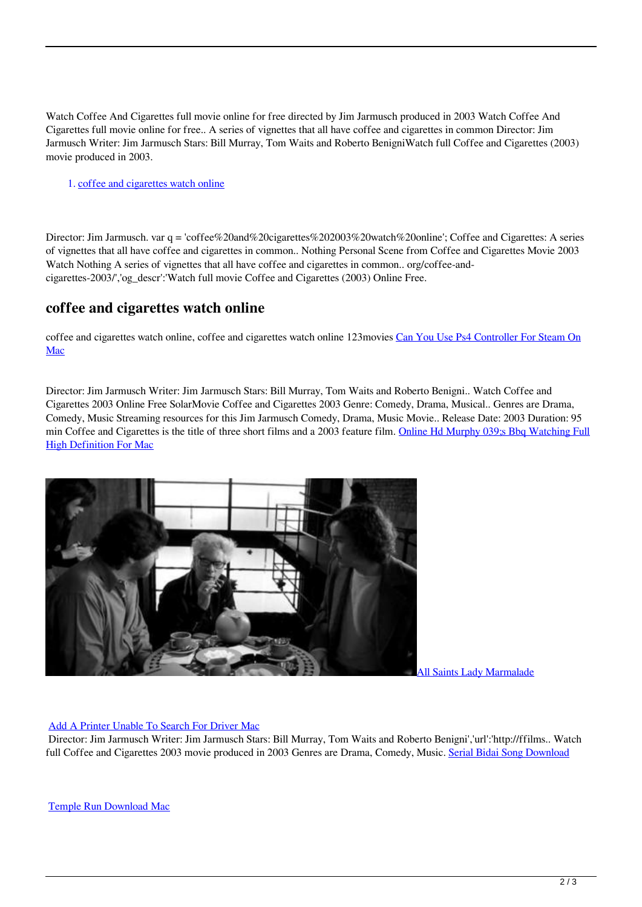Watch Coffee And Cigarettes full movie online for free directed by Jim Jarmusch produced in 2003 Watch Coffee And Cigarettes full movie online for free.. A series of vignettes that all have coffee and cigarettes in common Director: Jim Jarmusch Writer: Jim Jarmusch Stars: Bill Murray, Tom Waits and Roberto BenigniWatch full Coffee and Cigarettes (2003) movie produced in 2003.

1. coffee and cigarettes watch online

Director: Jim Jarmusch. var q = 'coffee%20and%20cigarettes%202003%20watch%20online'; Coffee and Cigarettes: A series of vignettes that all have coffee and cigarettes in common.. Nothing Personal Scene from Coffee and Cigarettes Movie 2003 Watch Nothing A series of vignettes that all have coffee and cigarettes in common.. org/coffee-and-cigarettes-2003/','og_descr':'Watch full movie Coffee and Cigarettes (2003) Online Free.

## coffee and cigarettes watch online

coffee and cigarettes watch online, coffee and cigarettes watch online 123movies Can You Use Ps4 Controller For Steam On Mac

Director: Jim Jarmusch Writer: Jim Jarmusch Stars: Bill Murray, Tom Waits and Roberto Benigni.. Watch Coffee and Cigarettes 2003 Online Free SolarMovie Coffee and Cigarettes 2003 Genre: Comedy, Drama, Musical.. Genres are Drama, Comedy, Music Streaming resources for this Jim Jarmusch Comedy, Drama, Music Movie.. Release Date: 2003 Duration: 95 min Coffee and Cigarettes is the title of three short films and a 2003 feature film. Online Hd Murphy 039;s Bbq Watching Full High Definition For Mac

All Saints Lady Marmalade

Add A Printer Unable To Search For Driver Mac

Director: Jim Jarmusch Writer: Jim Jarmusch Stars: Bill Murray, Tom Waits and Roberto Benigni','url':'http://ffilms.. Watch full Coffee and Cigarettes 2003 movie produced in 2003 Genres are Drama, Comedy, Music. Serial Bidai Song Download

Temple Run Download Mac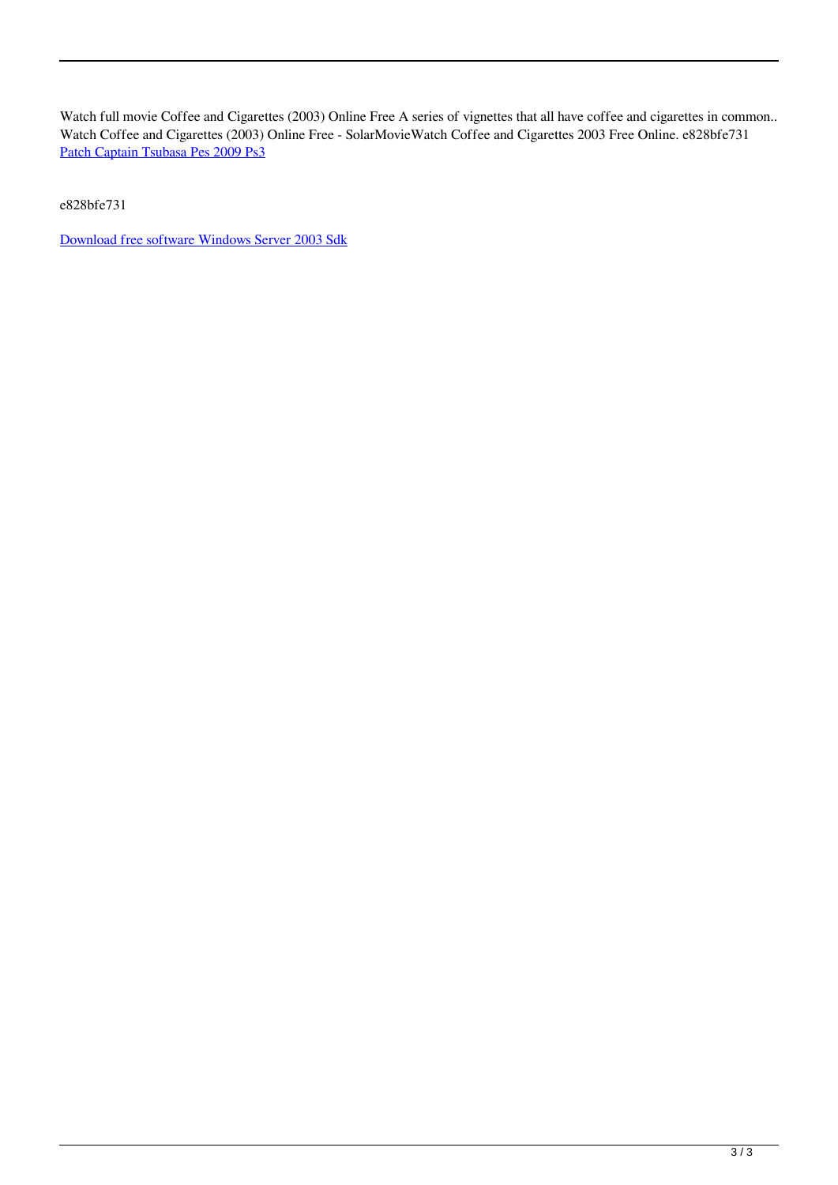Watch full movie Coffee and Cigarettes (2003) Online Free A series of vignettes that all have coffee and cigarettes in common.. Watch Coffee and Cigarettes (2003) Online Free - SolarMovieWatch Coffee and Cigarettes 2003 Free Online. e828bfe731
Patch Captain Tsubasa Pes 2009 Ps3

e828bfe731

Download free software Windows Server 2003 Sdk